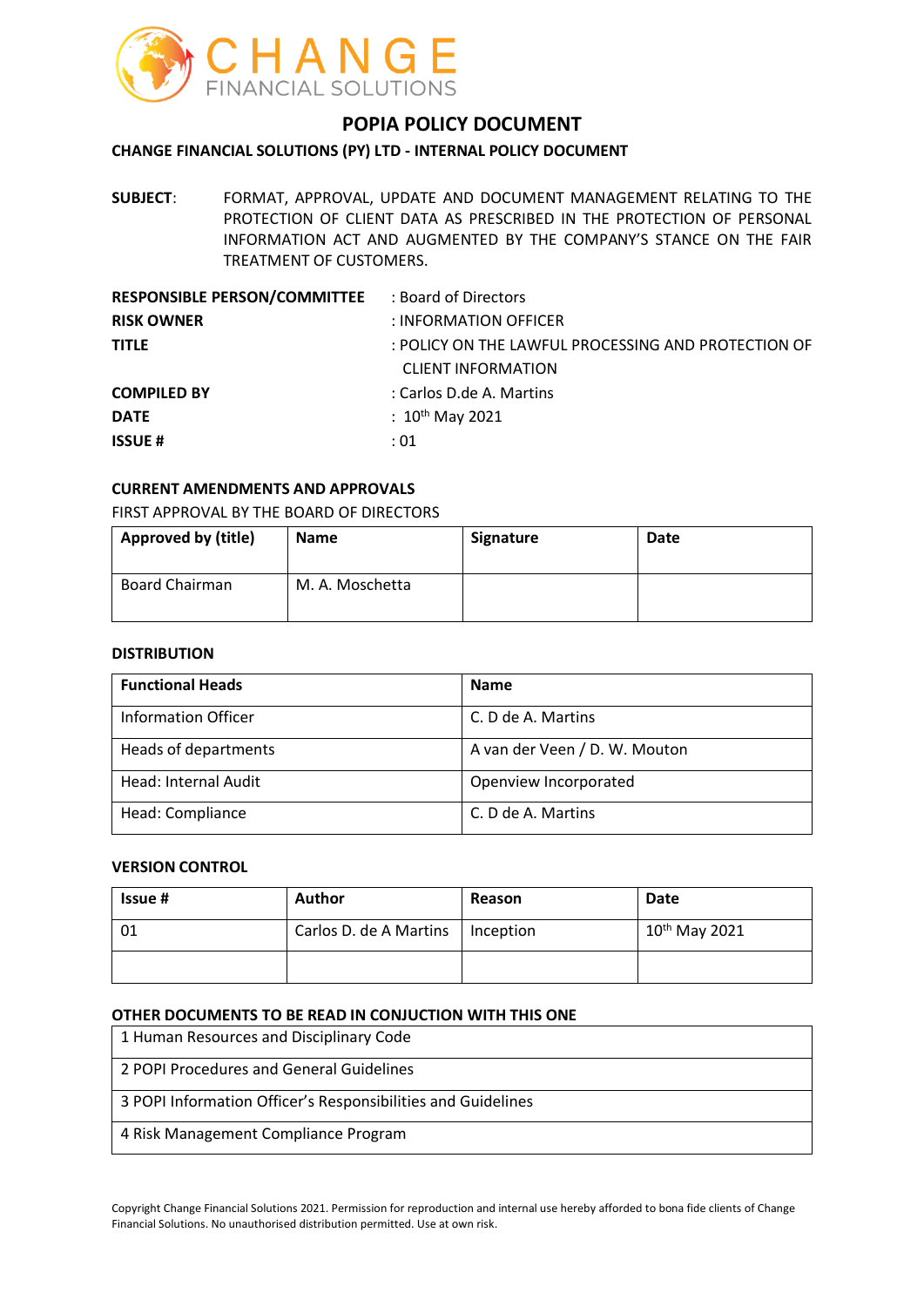CHANGE
FINANCIAL SOLUTIONS

# POPIA POLICY DOCUMENT

**CHANGE FINANCIAL SOLUTIONS (PY) LTD - INTERNAL POLICY DOCUMENT**

**SUBJECT**: FORMAT, APPROVAL, UPDATE AND DOCUMENT MANAGEMENT RELATING TO THE PROTECTION OF CLIENT DATA AS PRESCRIBED IN THE PROTECTION OF PERSONAL INFORMATION ACT AND AUGMENTED BY THE COMPANY'S STANCE ON THE FAIR TREATMENT OF CUSTOMERS.

| | |
|---|---|
| **RESPONSIBLE PERSON/COMMITTEE** | : Board of Directors |
| **RISK OWNER** | : INFORMATION OFFICER |
| **TITLE** | : POLICY ON THE LAWFUL PROCESSING AND PROTECTION OF CLIENT INFORMATION |
| **COMPILED BY** | : Carlos D.de A. Martins |
| **DATE** | : 10th May 2021 |
| **ISSUE #** | : 01 |

**CURRENT AMENDMENTS AND APPROVALS**

FIRST APPROVAL BY THE BOARD OF DIRECTORS

| Approved by (title) | Name | Signature | Date |
|---|---|---|---|
| Board Chairman | M. A. Moschetta | | |

**DISTRIBUTION**

| Functional Heads | Name |
|---|---|
| Information Officer | C. D de A. Martins |
| Heads of departments | A van der Veen / D. W. Mouton |
| Head: Internal Audit | Openview Incorporated |
| Head: Compliance | C. D de A. Martins |

**VERSION CONTROL**

| Issue # | Author | Reason | Date |
|---|---|---|---|
| 01 | Carlos D. de A Martins | Inception | 10th May 2021 |
| | | | |

**OTHER DOCUMENTS TO BE READ IN CONJUCTION WITH THIS ONE**

| |
|---|
| 1 Human Resources and Disciplinary Code |
| 2 POPI Procedures and General Guidelines |
| 3 POPI Information Officer's Responsibilities and Guidelines |
| 4 Risk Management Compliance Program |

Copyright Change Financial Solutions 2021. Permission for reproduction and internal use hereby afforded to bona fide clients of Change Financial Solutions. No unauthorised distribution permitted. Use at own risk.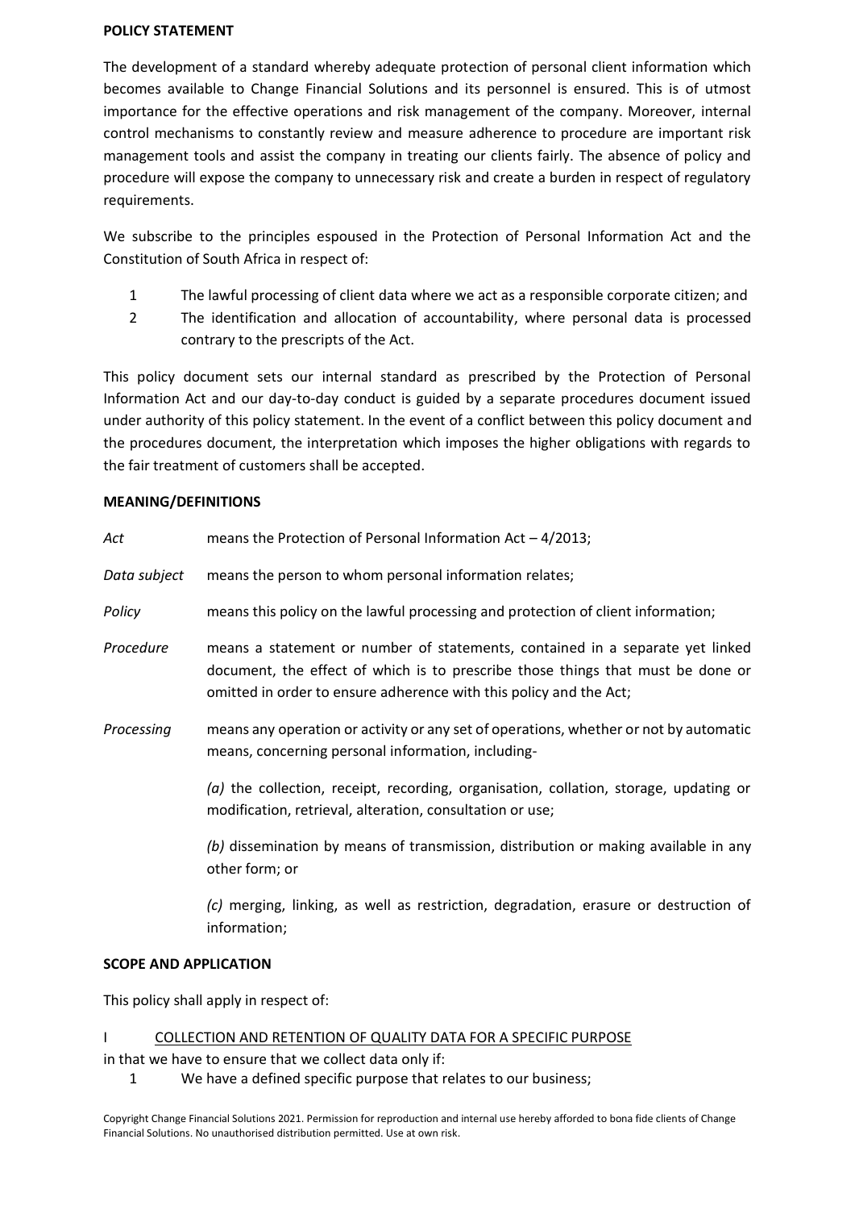**POLICY STATEMENT**

The development of a standard whereby adequate protection of personal client information which becomes available to Change Financial Solutions and its personnel is ensured. This is of utmost importance for the effective operations and risk management of the company. Moreover, internal control mechanisms to constantly review and measure adherence to procedure are important risk management tools and assist the company in treating our clients fairly. The absence of policy and procedure will expose the company to unnecessary risk and create a burden in respect of regulatory requirements.

We subscribe to the principles espoused in the Protection of Personal Information Act and the Constitution of South Africa in respect of:

1. The lawful processing of client data where we act as a responsible corporate citizen; and
2. The identification and allocation of accountability, where personal data is processed contrary to the prescripts of the Act.

This policy document sets our internal standard as prescribed by the Protection of Personal Information Act and our day-to-day conduct is guided by a separate procedures document issued under authority of this policy statement. In the event of a conflict between this policy document and the procedures document, the interpretation which imposes the higher obligations with regards to the fair treatment of customers shall be accepted.

**MEANING/DEFINITIONS**

*Act* means the Protection of Personal Information Act – 4/2013;

*Data subject* means the person to whom personal information relates;

*Policy* means this policy on the lawful processing and protection of client information;

*Procedure* means a statement or number of statements, contained in a separate yet linked document, the effect of which is to prescribe those things that must be done or omitted in order to ensure adherence with this policy and the Act;

*Processing* means any operation or activity or any set of operations, whether or not by automatic means, concerning personal information, including-

*(a)* the collection, receipt, recording, organisation, collation, storage, updating or modification, retrieval, alteration, consultation or use;

*(b)* dissemination by means of transmission, distribution or making available in any other form; or

*(c)* merging, linking, as well as restriction, degradation, erasure or destruction of information;

**SCOPE AND APPLICATION**

This policy shall apply in respect of:

I COLLECTION AND RETENTION OF QUALITY DATA FOR A SPECIFIC PURPOSE

in that we have to ensure that we collect data only if:

1. We have a defined specific purpose that relates to our business;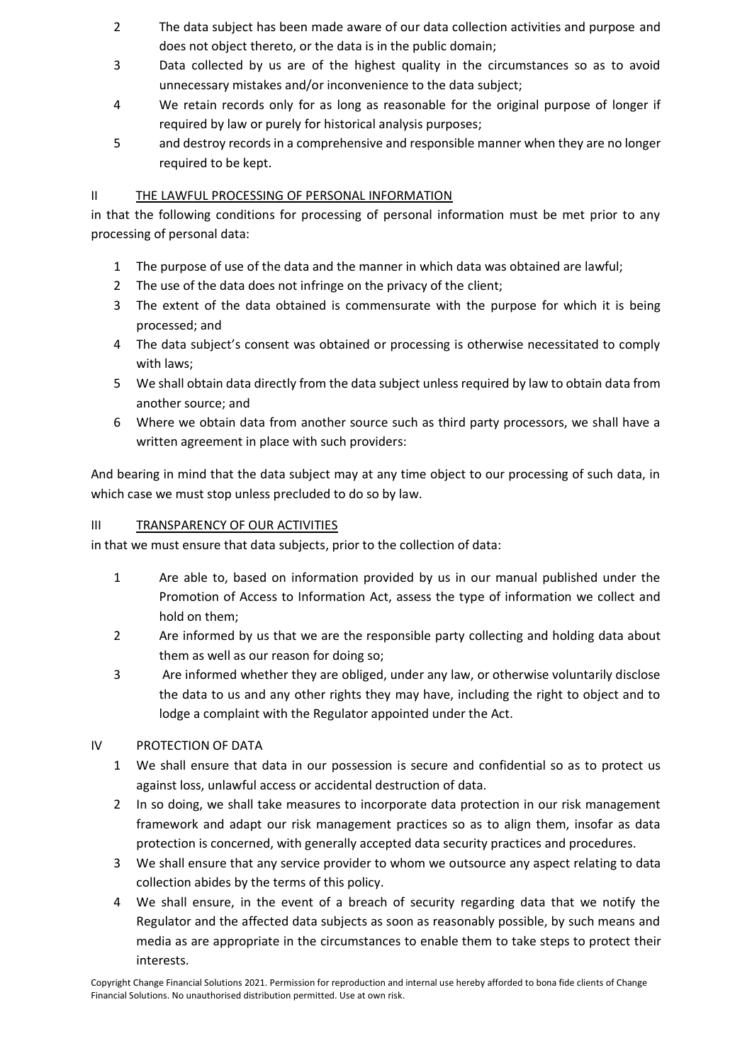2. The data subject has been made aware of our data collection activities and purpose and does not object thereto, or the data is in the public domain;
3. Data collected by us are of the highest quality in the circumstances so as to avoid unnecessary mistakes and/or inconvenience to the data subject;
4. We retain records only for as long as reasonable for the original purpose of longer if required by law or purely for historical analysis purposes;
5. and destroy records in a comprehensive and responsible manner when they are no longer required to be kept.

## II <u>THE LAWFUL PROCESSING OF PERSONAL INFORMATION</u>

in that the following conditions for processing of personal information must be met prior to any processing of personal data:

1. The purpose of use of the data and the manner in which data was obtained are lawful;
2. The use of the data does not infringe on the privacy of the client;
3. The extent of the data obtained is commensurate with the purpose for which it is being processed; and
4. The data subject's consent was obtained or processing is otherwise necessitated to comply with laws;
5. We shall obtain data directly from the data subject unless required by law to obtain data from another source; and
6. Where we obtain data from another source such as third party processors, we shall have a written agreement in place with such providers:

And bearing in mind that the data subject may at any time object to our processing of such data, in which case we must stop unless precluded to do so by law.

## III <u>TRANSPARENCY OF OUR ACTIVITIES</u>

in that we must ensure that data subjects, prior to the collection of data:

1. Are able to, based on information provided by us in our manual published under the Promotion of Access to Information Act, assess the type of information we collect and hold on them;
2. Are informed by us that we are the responsible party collecting and holding data about them as well as our reason for doing so;
3. Are informed whether they are obliged, under any law, or otherwise voluntarily disclose the data to us and any other rights they may have, including the right to object and to lodge a complaint with the Regulator appointed under the Act.

## IV PROTECTION OF DATA

1. We shall ensure that data in our possession is secure and confidential so as to protect us against loss, unlawful access or accidental destruction of data.
2. In so doing, we shall take measures to incorporate data protection in our risk management framework and adapt our risk management practices so as to align them, insofar as data protection is concerned, with generally accepted data security practices and procedures.
3. We shall ensure that any service provider to whom we outsource any aspect relating to data collection abides by the terms of this policy.
4. We shall ensure, in the event of a breach of security regarding data that we notify the Regulator and the affected data subjects as soon as reasonably possible, by such means and media as are appropriate in the circumstances to enable them to take steps to protect their interests.

Copyright Change Financial Solutions 2021. Permission for reproduction and internal use hereby afforded to bona fide clients of Change Financial Solutions. No unauthorised distribution permitted. Use at own risk.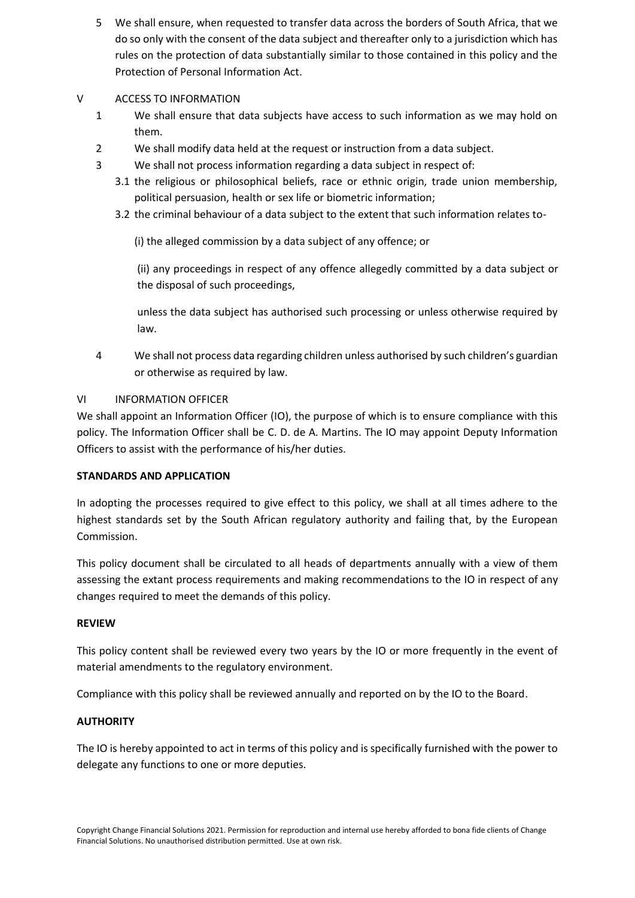5 We shall ensure, when requested to transfer data across the borders of South Africa, that we do so only with the consent of the data subject and thereafter only to a jurisdiction which has rules on the protection of data substantially similar to those contained in this policy and the Protection of Personal Information Act.

V ACCESS TO INFORMATION

1 We shall ensure that data subjects have access to such information as we may hold on them.

2 We shall modify data held at the request or instruction from a data subject.

3 We shall not process information regarding a data subject in respect of:

3.1 the religious or philosophical beliefs, race or ethnic origin, trade union membership, political persuasion, health or sex life or biometric information;

3.2 the criminal behaviour of a data subject to the extent that such information relates to-

(i) the alleged commission by a data subject of any offence; or

(ii) any proceedings in respect of any offence allegedly committed by a data subject or the disposal of such proceedings,

unless the data subject has authorised such processing or unless otherwise required by law.

4 We shall not process data regarding children unless authorised by such children's guardian or otherwise as required by law.

VI INFORMATION OFFICER

We shall appoint an Information Officer (IO), the purpose of which is to ensure compliance with this policy. The Information Officer shall be C. D. de A. Martins. The IO may appoint Deputy Information Officers to assist with the performance of his/her duties.

**STANDARDS AND APPLICATION**

In adopting the processes required to give effect to this policy, we shall at all times adhere to the highest standards set by the South African regulatory authority and failing that, by the European Commission.

This policy document shall be circulated to all heads of departments annually with a view of them assessing the extant process requirements and making recommendations to the IO in respect of any changes required to meet the demands of this policy.

**REVIEW**

This policy content shall be reviewed every two years by the IO or more frequently in the event of material amendments to the regulatory environment.

Compliance with this policy shall be reviewed annually and reported on by the IO to the Board.

**AUTHORITY**

The IO is hereby appointed to act in terms of this policy and is specifically furnished with the power to delegate any functions to one or more deputies.

Copyright Change Financial Solutions 2021. Permission for reproduction and internal use hereby afforded to bona fide clients of Change Financial Solutions. No unauthorised distribution permitted. Use at own risk.